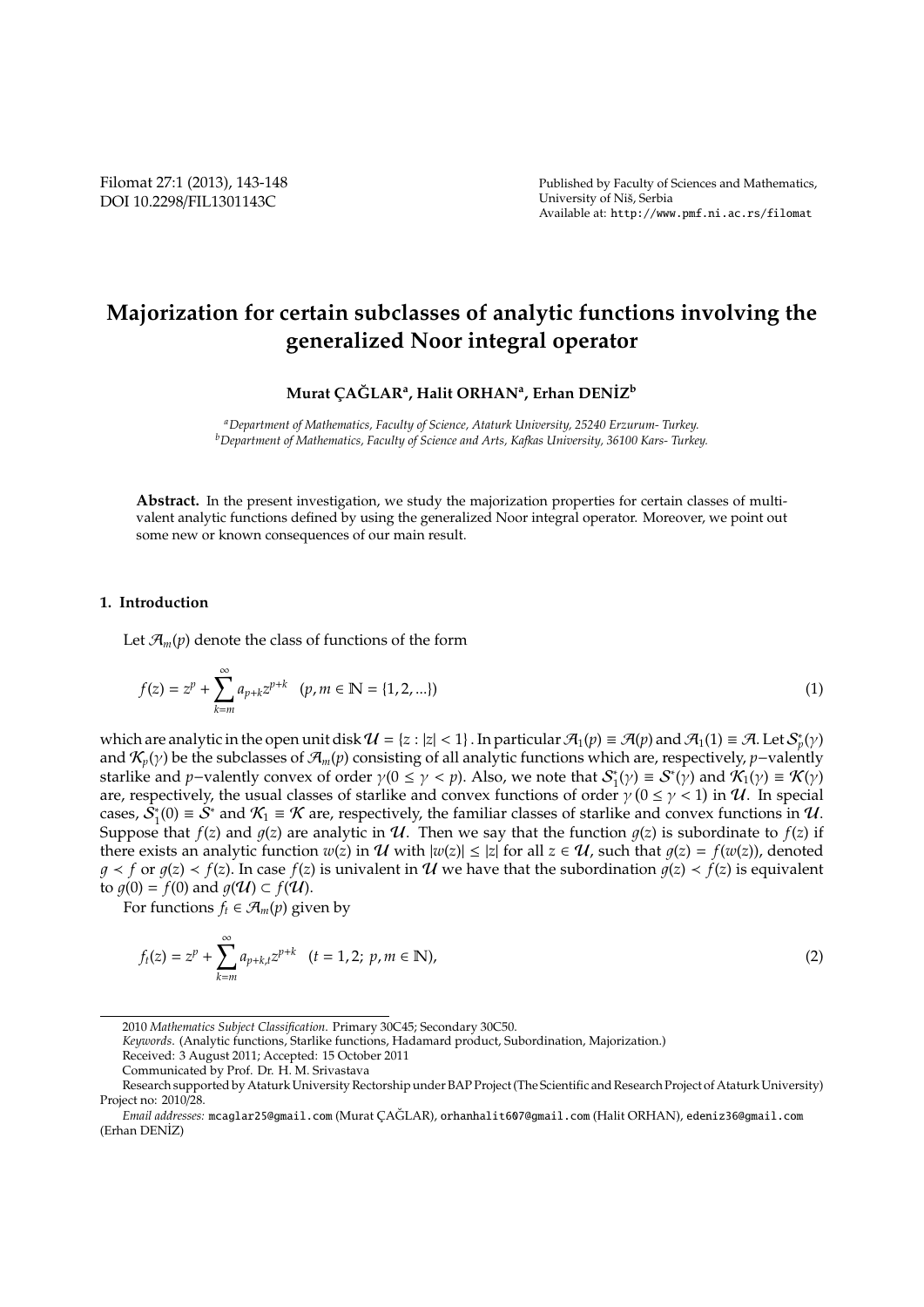# Majorization for certain subclasses of analytic functions involving the generalized Noor integral operator

**Murat ÇAĞLAR[a], Halit ORHAN[a], Erhan DENİZ[b]**

[a] *Department of Mathematics, Faculty of Science, Ataturk University, 25240 Erzurum- Turkey.*
[b] *Department of Mathematics, Faculty of Science and Arts, Kafkas University, 36100 Kars- Turkey.*

**Abstract.** In the present investigation, we study the majorization properties for certain classes of multivalent analytic functions defined by using the generalized Noor integral operator. Moreover, we point out some new or known consequences of our main result.

## 1. Introduction

Let $\mathcal{A}_m(p)$ denote the class of functions of the form

$$f(z) = z^p + \sum_{k=m}^{\infty} a_{p+k} z^{p+k} \quad (p, m \in \mathbb{N} = \{1, 2, ...\}) \tag{1}$$

which are analytic in the open unit disk $\mathcal{U} = \{z : |z| < 1\}$. In particular $\mathcal{A}_1(p) \equiv \mathcal{A}(p)$ and $\mathcal{A}_1(1) \equiv \mathcal{A}$. Let $\mathcal{S}_p^*(\gamma)$ and $\mathcal{K}_p(\gamma)$ be the subclasses of $\mathcal{A}_m(p)$ consisting of all analytic functions which are, respectively, $p-$valently starlike and $p-$valently convex of order $\gamma (0 \leq \gamma < p)$. Also, we note that $\mathcal{S}_1^*(\gamma) \equiv \mathcal{S}^*(\gamma)$ and $\mathcal{K}_1(\gamma) \equiv \mathcal{K}(\gamma)$ are, respectively, the usual classes of starlike and convex functions of order $\gamma$ $(0 \leq \gamma < 1)$ in $\mathcal{U}$. In special cases, $\mathcal{S}_1^*(0) \equiv \mathcal{S}^*$ and $\mathcal{K}_1 \equiv \mathcal{K}$ are, respectively, the familiar classes of starlike and convex functions in $\mathcal{U}$. Suppose that $f(z)$ and $g(z)$ are analytic in $\mathcal{U}$. Then we say that the function $g(z)$ is subordinate to $f(z)$ if there exists an analytic function $w(z)$ in $\mathcal{U}$ with $|w(z)| \leq |z|$ for all $z \in \mathcal{U}$, such that $g(z) = f(w(z))$, denoted $g \prec f$ or $g(z) \prec f(z)$. In case $f(z)$ is univalent in $\mathcal{U}$ we have that the subordination $g(z) \prec f(z)$ is equivalent to $g(0) = f(0)$ and $g(\mathcal{U}) \subset f(\mathcal{U})$.

For functions $f_t \in \mathcal{A}_m(p)$ given by

$$f_t(z) = z^p + \sum_{k=m}^{\infty} a_{p+k,t} z^{p+k} \quad (t = 1, 2;\ p, m \in \mathbb{N}), \tag{2}$$

---

2010 *Mathematics Subject Classification*. Primary 30C45; Secondary 30C50.

*Keywords*. (Analytic functions, Starlike functions, Hadamard product, Subordination, Majorization.)

Received: 3 August 2011; Accepted: 15 October 2011

Communicated by Prof. Dr. H. M. Srivastava

Research supported by Ataturk University Rectorship under BAP Project (The Scientific and Research Project of Ataturk University) Project no: 2010/28.

*Email addresses:* mcaglar25@gmail.com (Murat ÇAĞLAR), orhanhalit607@gmail.com (Halit ORHAN), edeniz36@gmail.com (Erhan DENİZ)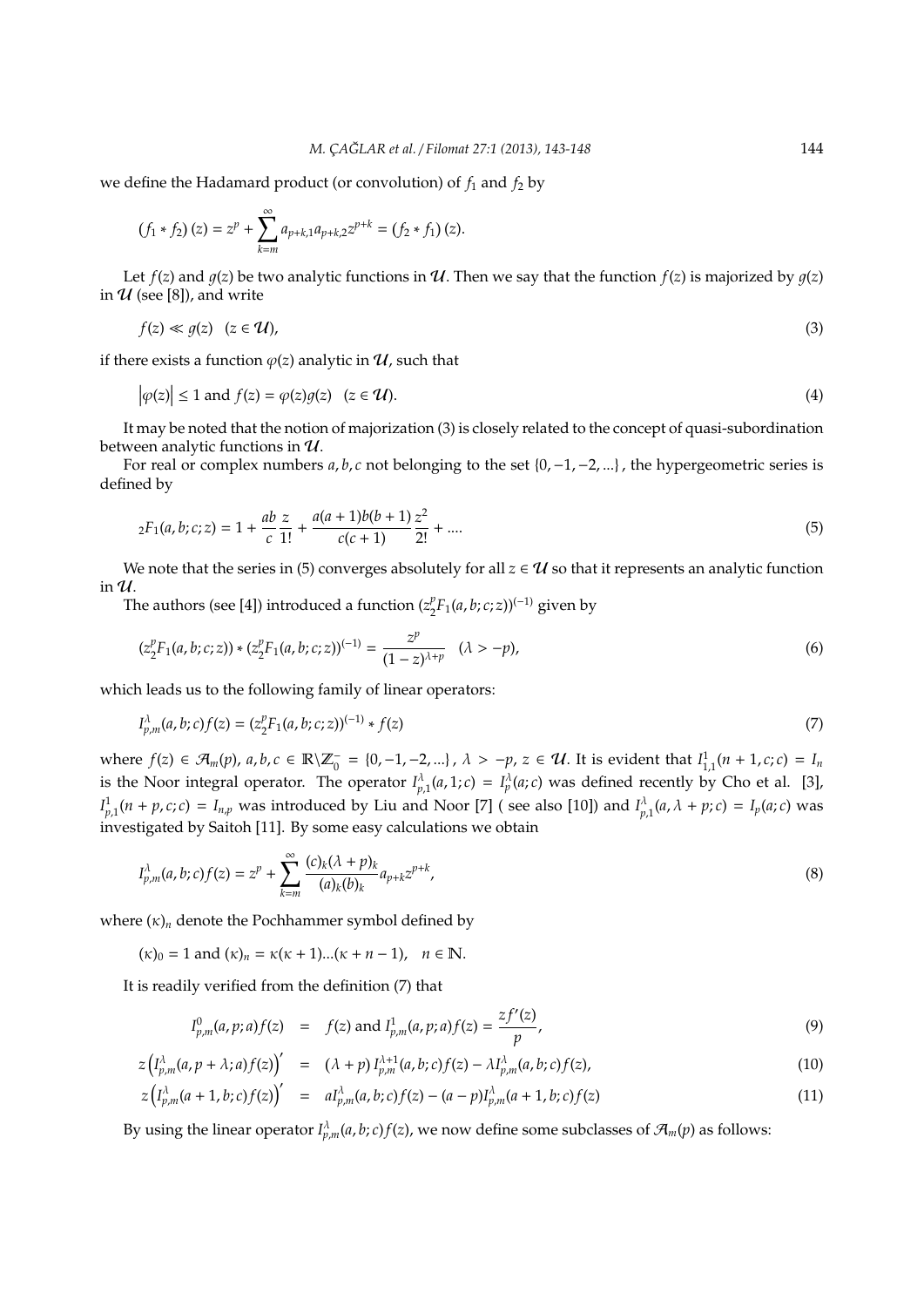we define the Hadamard product (or convolution) of $f_1$ and $f_2$ by

$$(f_1 * f_2)(z) = z^p + \sum_{k=m}^{\infty} a_{p+k,1} a_{p+k,2} z^{p+k} = (f_2 * f_1)(z).$$

Let $f(z)$ and $g(z)$ be two analytic functions in $\mathcal{U}$. Then we say that the function $f(z)$ is majorized by $g(z)$ in $\mathcal{U}$ (see [8]), and write

$$f(z) \ll g(z) \quad (z \in \mathcal{U}), \tag{3}$$

if there exists a function $\varphi(z)$ analytic in $\mathcal{U}$, such that

$$|\varphi(z)| \leq 1 \text{ and } f(z) = \varphi(z) g(z) \quad (z \in \mathcal{U}). \tag{4}$$

It may be noted that the notion of majorization (3) is closely related to the concept of quasi-subordination between analytic functions in $\mathcal{U}$.

For real or complex numbers $a, b, c$ not belonging to the set $\{0, -1, -2, ...\}$, the hypergeometric series is defined by

$$_2F_1(a, b; c; z) = 1 + \frac{ab}{c}\frac{z}{1!} + \frac{a(a+1)b(b+1)}{c(c+1)}\frac{z^2}{2!} + .... \tag{5}$$

We note that the series in (5) converges absolutely for all $z \in \mathcal{U}$ so that it represents an analytic function in $\mathcal{U}$.

The authors (see [4]) introduced a function $(z^p_2F_1(a, b; c; z))^{(-1)}$ given by

$$(z^p_2F_1(a, b; c; z)) * (z^p_2F_1(a, b; c; z))^{(-1)} = \frac{z^p}{(1-z)^{\lambda+p}} \quad (\lambda > -p), \tag{6}$$

which leads us to the following family of linear operators:

$$I^{\lambda}_{p,m}(a, b; c) f(z) = (z^p_2F_1(a, b; c; z))^{(-1)} * f(z) \tag{7}$$

where $f(z) \in \mathcal{A}_m(p)$, $a, b, c \in \mathbb{R}\backslash\mathbb{Z}^-_0 = \{0, -1, -2, ...\}$, $\lambda > -p$, $z \in \mathcal{U}$. It is evident that $I^1_{1,1}(n + 1, c; c) = I_n$ is the Noor integral operator. The operator $I^{\lambda}_{p,1}(a, 1; c) = I^{\lambda}_p(a; c)$ was defined recently by Cho et al. [3], $I^1_{p,1}(n + p, c; c) = I_{n,p}$ was introduced by Liu and Noor [7] ( see also [10]) and $I^{\lambda}_{p,1}(a, \lambda + p; c) = I_p(a; c)$ was investigated by Saitoh [11]. By some easy calculations we obtain

$$I^{\lambda}_{p,m}(a, b; c) f(z) = z^p + \sum_{k=m}^{\infty} \frac{(c)_k(\lambda + p)_k}{(a)_k(b)_k} a_{p+k} z^{p+k}, \tag{8}$$

where $(\kappa)_n$ denote the Pochhammer symbol defined by

$$(\kappa)_0 = 1 \text{ and } (\kappa)_n = \kappa(\kappa + 1)...(\kappa + n - 1), \quad n \in \mathbb{N}.$$

It is readily verified from the definition (7) that

$$I^0_{p,m}(a, p; a) f(z) = f(z) \text{ and } I^1_{p,m}(a, p; a) f(z) = \frac{zf'(z)}{p}, \tag{9}$$

$$z\left(I^{\lambda}_{p,m}(a, p + \lambda; a) f(z)\right)' = (\lambda + p) I^{\lambda+1}_{p,m}(a, b; c) f(z) - \lambda I^{\lambda}_{p,m}(a, b; c) f(z), \tag{10}$$

$$z\left(I^{\lambda}_{p,m}(a + 1, b; c) f(z)\right)' = a I^{\lambda}_{p,m}(a, b; c) f(z) - (a - p) I^{\lambda}_{p,m}(a + 1, b; c) f(z) \tag{11}$$

By using the linear operator $I^{\lambda}_{p,m}(a, b; c) f(z)$, we now define some subclasses of $\mathcal{A}_m(p)$ as follows: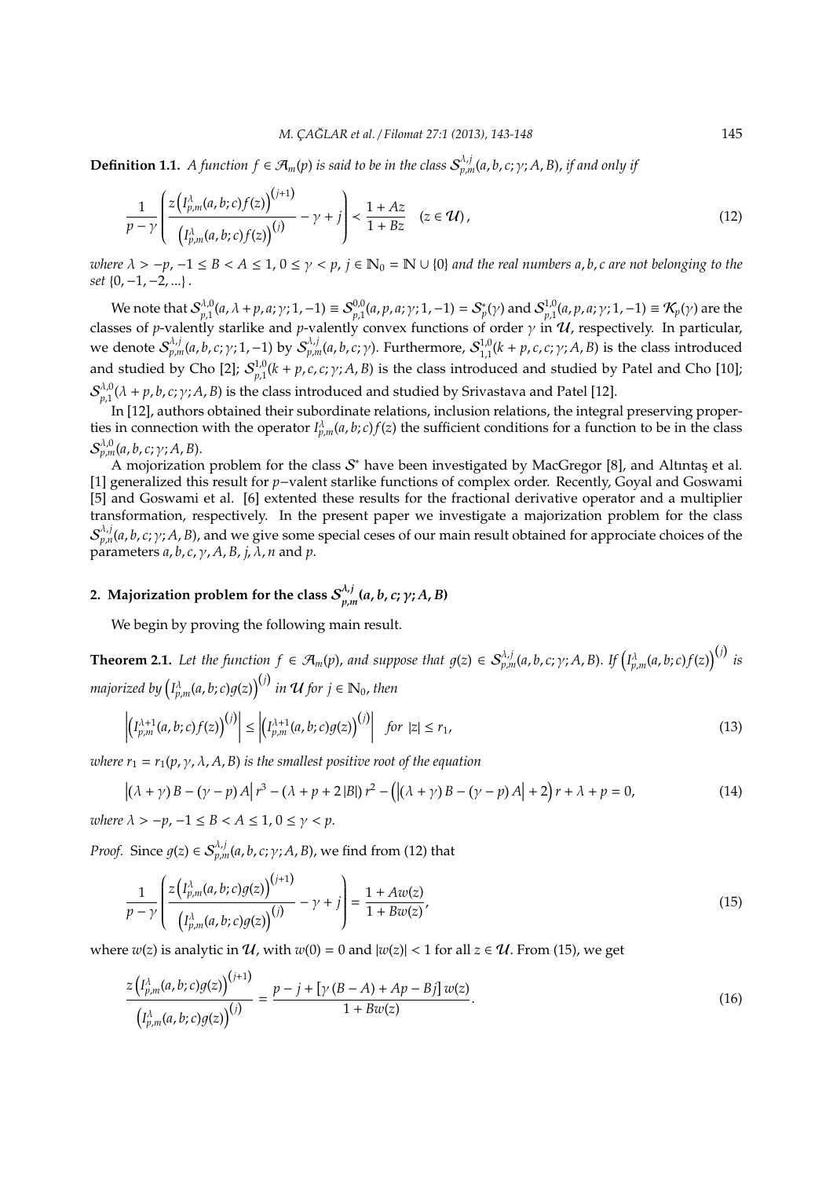**Definition 1.1.** *A function $f \in \mathcal{A}_m(p)$ is said to be in the class $\mathcal{S}^{\lambda,j}_{p,m}(a,b,c;\gamma;A,B)$, if and only if*

$$\frac{1}{p-\gamma}\left(\frac{z\left(I^{\lambda}_{p,m}(a,b;c)f(z)\right)^{(j+1)}}{\left(I^{\lambda}_{p,m}(a,b;c)f(z)\right)^{(j)}}-\gamma+j\right)\prec\frac{1+Az}{1+Bz}\quad(z\in\mathcal{U}),\tag{12}$$

*where $\lambda > -p$, $-1 \le B < A \le 1$, $0 \le \gamma < p$, $j \in \mathbb{N}_0 = \mathbb{N} \cup \{0\}$ and the real numbers $a, b, c$ are not belonging to the set $\{0, -1, -2, ...\}$.*

We note that $\mathcal{S}^{\lambda,0}_{p,1}(a,\lambda+p,a;\gamma;1,-1) \equiv \mathcal{S}^{0,0}_{p,1}(a,p,a;\gamma;1,-1) = \mathcal{S}^{*}_{p}(\gamma)$ and $\mathcal{S}^{1,0}_{p,1}(a,p,a;\gamma;1,-1) \equiv \mathcal{K}_p(\gamma)$ are the classes of $p$-valently starlike and $p$-valently convex functions of order $\gamma$ in $\mathcal{U}$, respectively. In particular, we denote $\mathcal{S}^{\lambda,j}_{p,m}(a,b,c;\gamma;1,-1)$ by $\mathcal{S}^{\lambda,j}_{p,m}(a,b,c;\gamma)$. Furthermore, $\mathcal{S}^{1,0}_{1,1}(k+p,c,c;\gamma;A,B)$ is the class introduced and studied by Cho [2]; $\mathcal{S}^{1,0}_{p,1}(k+p,c,c;\gamma;A,B)$ is the class introduced and studied by Patel and Cho [10]; $\mathcal{S}^{\lambda,0}_{p,1}(\lambda+p,b,c;\gamma;A,B)$ is the class introduced and studied by Srivastava and Patel [12].

In [12], authors obtained their subordinate relations, inclusion relations, the integral preserving properties in connection with the operator $I^{\lambda}_{p,m}(a,b;c)f(z)$ the sufficient conditions for a function to be in the class $\mathcal{S}^{\lambda,0}_{p,m}(a,b,c;\gamma;A,B)$.

A mojorization problem for the class $\mathcal{S}^{*}$ have been investigated by MacGregor [8], and Altıntaş et al. [1] generalized this result for $p-$valent starlike functions of complex order. Recently, Goyal and Goswami [5] and Goswami et al. [6] extented these results for the fractional derivative operator and a multiplier transformation, respectively. In the present paper we investigate a majorization problem for the class $\mathcal{S}^{\lambda,j}_{p,n}(a,b,c;\gamma;A,B)$, and we give some special ceses of our main result obtained for approciate choices of the parameters $a, b, c, \gamma, A, B, j, \lambda, n$ and $p$.

## 2. Majorization problem for the class $\mathcal{S}^{\lambda,j}_{p,m}(a,b,c;\gamma;A,B)$

We begin by proving the following main result.

**Theorem 2.1.** *Let the function $f \in \mathcal{A}_m(p)$, and suppose that $g(z) \in \mathcal{S}^{\lambda,j}_{p,m}(a,b,c;\gamma;A,B)$. If $\left(I^{\lambda}_{p,m}(a,b;c)f(z)\right)^{(j)}$ is majorized by $\left(I^{\lambda}_{p,m}(a,b;c)g(z)\right)^{(j)}$ in $\mathcal{U}$ for $j \in \mathbb{N}_0$, then*

$$\left|\left(I^{\lambda+1}_{p,m}(a,b;c)f(z)\right)^{(j)}\right|\le\left|\left(I^{\lambda+1}_{p,m}(a,b;c)g(z)\right)^{(j)}\right|\quad \textit{for } |z|\le r_1,\tag{13}$$

*where $r_1 = r_1(p,\gamma,\lambda,A,B)$ is the smallest positive root of the equation*

$$\left|(\lambda+\gamma)B-(\gamma-p)A\right|r^3-(\lambda+p+2|B|)r^2-\left(\left|(\lambda+\gamma)B-(\gamma-p)A\right|+2\right)r+\lambda+p=0,\tag{14}$$

*where $\lambda > -p$, $-1 \le B < A \le 1$, $0 \le \gamma < p$.*

*Proof.* Since $g(z) \in \mathcal{S}^{\lambda,j}_{p,m}(a,b,c;\gamma;A,B)$, we find from (12) that

$$\frac{1}{p-\gamma}\left(\frac{z\left(I^{\lambda}_{p,m}(a,b;c)g(z)\right)^{(j+1)}}{\left(I^{\lambda}_{p,m}(a,b;c)g(z)\right)^{(j)}}-\gamma+j\right)=\frac{1+Aw(z)}{1+Bw(z)},\tag{15}$$

where $w(z)$ is analytic in $\mathcal{U}$, with $w(0) = 0$ and $|w(z)| < 1$ for all $z \in \mathcal{U}$. From (15), we get

$$\frac{z\left(I^{\lambda}_{p,m}(a,b;c)g(z)\right)^{(j+1)}}{\left(I^{\lambda}_{p,m}(a,b;c)g(z)\right)^{(j)}}=\frac{p-j+\left[\gamma(B-A)+Ap-Bj\right]w(z)}{1+Bw(z)}.\tag{16}$$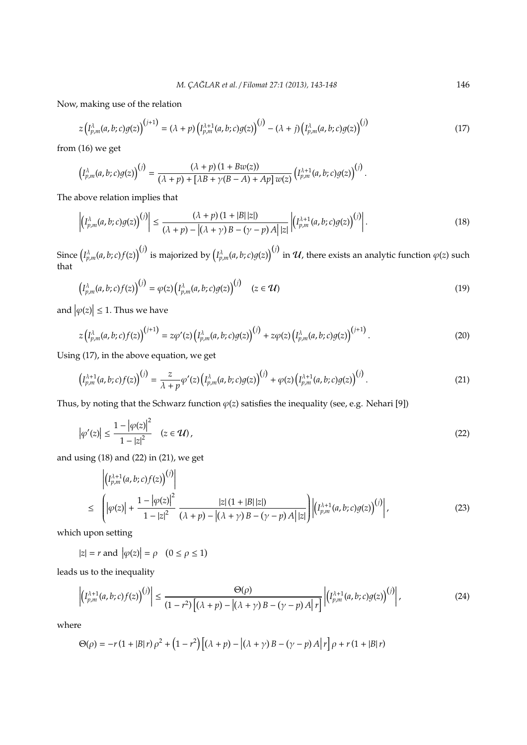Now, making use of the relation

$$z\left(I_{p,m}^{\lambda}(a,b;c)g(z)\right)^{(j+1)}=(\lambda+p)\left(I_{p,m}^{\lambda+1}(a,b;c)g(z)\right)^{(j)}-(\lambda+j)\left(I_{p,m}^{\lambda}(a,b;c)g(z)\right)^{(j)} \tag{17}$$

from (16) we get

$$\left(I_{p,m}^{\lambda}(a,b;c)g(z)\right)^{(j)}=\frac{(\lambda+p)\left(1+Bw(z)\right)}{(\lambda+p)+\left[\lambda B+\gamma(B-A)+Ap\right]w(z)}\left(I_{p,m}^{\lambda+1}(a,b;c)g(z)\right)^{(j)}.$$

The above relation implies that

$$\left|\left(I_{p,m}^{\lambda}(a,b;c)g(z)\right)^{(j)}\right|\leq\frac{(\lambda+p)\left(1+|B|\,|z|\right)}{(\lambda+p)-\left|(\lambda+\gamma)B-(\gamma-p)A\right|\,|z|}\left|\left(I_{p,m}^{\lambda+1}(a,b;c)g(z)\right)^{(j)}\right|. \tag{18}$$

Since $\left(I_{p,m}^{\lambda}(a,b;c)f(z)\right)^{(j)}$ is majorized by $\left(I_{p,m}^{\lambda}(a,b;c)g(z)\right)^{(j)}$ in $\mathcal{U}$, there exists an analytic function $\varphi(z)$ such that

$$\left(I_{p,m}^{\lambda}(a,b;c)f(z)\right)^{(j)}=\varphi(z)\left(I_{p,m}^{\lambda}(a,b;c)g(z)\right)^{(j)}\quad(z\in\mathcal{U}) \tag{19}$$

and $\left|\varphi(z)\right|\leq 1$. Thus we have

$$z\left(I_{p,m}^{\lambda}(a,b;c)f(z)\right)^{(j+1)}=z\varphi'(z)\left(I_{p,m}^{\lambda}(a,b;c)g(z)\right)^{(j)}+z\varphi(z)\left(I_{p,m}^{\lambda}(a,b;c)g(z)\right)^{(j+1)}. \tag{20}$$

Using (17), in the above equation, we get

$$\left(I_{p,m}^{\lambda+1}(a,b;c)f(z)\right)^{(j)}=\frac{z}{\lambda+p}\varphi'(z)\left(I_{p,m}^{\lambda}(a,b;c)g(z)\right)^{(j)}+\varphi(z)\left(I_{p,m}^{\lambda+1}(a,b;c)g(z)\right)^{(j)}. \tag{21}$$

Thus, by noting that the Schwarz function $\varphi(z)$ satisfies the inequality (see, e.g. Nehari [9])

$$\left|\varphi'(z)\right|\leq\frac{1-\left|\varphi(z)\right|^{2}}{1-|z|^{2}}\quad(z\in\mathcal{U}), \tag{22}$$

and using (18) and (22) in (21), we get

$$\begin{aligned}
&\left|\left(I_{p,m}^{\lambda+1}(a,b;c)f(z)\right)^{(j)}\right|\\
\leq\;&\left(\left|\varphi(z)\right|+\frac{1-\left|\varphi(z)\right|^{2}}{1-|z|^{2}}\;\frac{|z|\left(1+|B|\,|z|\right)}{(\lambda+p)-\left|(\lambda+\gamma)B-(\gamma-p)A\right|\,|z|}\right)\left|\left(I_{p,m}^{\lambda+1}(a,b;c)g(z)\right)^{(j)}\right|,
\end{aligned} \tag{23}$$

which upon setting

$$|z|=r\ \text{and}\ \left|\varphi(z)\right|=\rho\quad(0\leq\rho\leq 1)$$

leads us to the inequality

$$\left|\left(I_{p,m}^{\lambda+1}(a,b;c)f(z)\right)^{(j)}\right|\leq\frac{\Theta(\rho)}{(1-r^{2})\left[(\lambda+p)-\left|(\lambda+\gamma)B-(\gamma-p)A\right|r\right]}\left|\left(I_{p,m}^{\lambda+1}(a,b;c)g(z)\right)^{(j)}\right|, \tag{24}$$

where

$$\Theta(\rho)=-r\left(1+|B|\,r\right)\rho^{2}+\left(1-r^{2}\right)\left[(\lambda+p)-\left|(\lambda+\gamma)B-(\gamma-p)A\right|r\right]\rho+r\left(1+|B|\,r\right)$$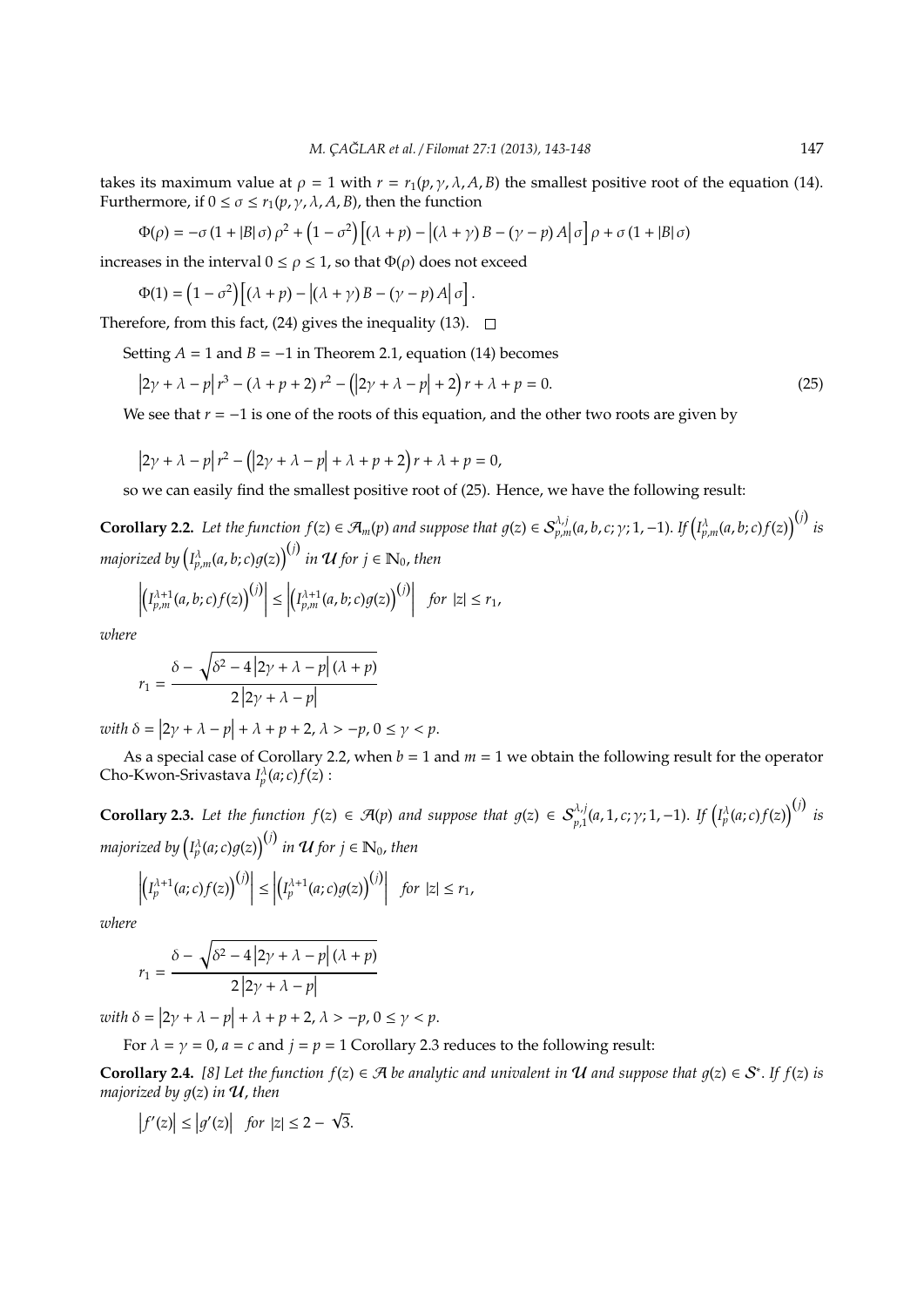takes its maximum value at $\rho = 1$ with $r = r_1(p, \gamma, \lambda, A, B)$ the smallest positive root of the equation (14). Furthermore, if $0 \le \sigma \le r_1(p, \gamma, \lambda, A, B)$, then the function

$$\Phi(\rho) = -\sigma(1 + |B|\sigma)\rho^2 + \left(1 - \sigma^2\right)\left[(\lambda + p) - \left|(\lambda + \gamma)B - (\gamma - p)A\right|\sigma\right]\rho + \sigma(1 + |B|\sigma)$$

increases in the interval $0 \le \rho \le 1$, so that $\Phi(\rho)$ does not exceed

$$\Phi(1) = \left(1 - \sigma^2\right)\left[(\lambda + p) - \left|(\lambda + \gamma)B - (\gamma - p)A\right|\sigma\right].$$

Therefore, from this fact, (24) gives the inequality (13). $\square$

Setting $A = 1$ and $B = -1$ in Theorem 2.1, equation (14) becomes

$$\left|2\gamma + \lambda - p\right| r^3 - (\lambda + p + 2) r^2 - \left(\left|2\gamma + \lambda - p\right| + 2\right) r + \lambda + p = 0. \tag{25}$$

We see that $r = -1$ is one of the roots of this equation, and the other two roots are given by

$$\left|2\gamma + \lambda - p\right| r^2 - \left(\left|2\gamma + \lambda - p\right| + \lambda + p + 2\right) r + \lambda + p = 0,$$

so we can easily find the smallest positive root of (25). Hence, we have the following result:

**Corollary 2.2.** *Let the function $f(z) \in \mathcal{A}_m(p)$ and suppose that $g(z) \in \mathcal{S}^{\lambda,j}_{p,m}(a, b, c; \gamma; 1, -1)$. If $\left(I^{\lambda}_{p,m}(a, b; c)f(z)\right)^{(j)}$ is majorized by $\left(I^{\lambda}_{p,m}(a, b; c)g(z)\right)^{(j)}$ in $\mathcal{U}$ for $j \in \mathbb{N}_0$, then*

$$\left|\left(I^{\lambda+1}_{p,m}(a, b; c)f(z)\right)^{(j)}\right| \le \left|\left(I^{\lambda+1}_{p,m}(a, b; c)g(z)\right)^{(j)}\right| \quad \textit{for } |z| \le r_1,$$

*where*

$$r_1 = \frac{\delta - \sqrt{\delta^2 - 4\left|2\gamma + \lambda - p\right|(\lambda + p)}}{2\left|2\gamma + \lambda - p\right|}$$

*with $\delta = \left|2\gamma + \lambda - p\right| + \lambda + p + 2$, $\lambda > -p$, $0 \le \gamma < p$.*

As a special case of Corollary 2.2, when $b = 1$ and $m = 1$ we obtain the following result for the operator Cho-Kwon-Srivastava $I^{\lambda}_{p}(a; c)f(z)$ :

**Corollary 2.3.** *Let the function $f(z) \in \mathcal{A}(p)$ and suppose that $g(z) \in \mathcal{S}^{\lambda,j}_{p,1}(a, 1, c; \gamma; 1, -1)$. If $\left(I^{\lambda}_{p}(a; c)f(z)\right)^{(j)}$ is majorized by $\left(I^{\lambda}_{p}(a; c)g(z)\right)^{(j)}$ in $\mathcal{U}$ for $j \in \mathbb{N}_0$, then*

$$\left|\left(I^{\lambda+1}_{p}(a; c)f(z)\right)^{(j)}\right| \le \left|\left(I^{\lambda+1}_{p}(a; c)g(z)\right)^{(j)}\right| \quad \textit{for } |z| \le r_1,$$

*where*

$$r_1 = \frac{\delta - \sqrt{\delta^2 - 4\left|2\gamma + \lambda - p\right|(\lambda + p)}}{2\left|2\gamma + \lambda - p\right|}$$

*with $\delta = \left|2\gamma + \lambda - p\right| + \lambda + p + 2$, $\lambda > -p$, $0 \le \gamma < p$.*

For $\lambda = \gamma = 0$, $a = c$ and $j = p = 1$ Corollary 2.3 reduces to the following result:

**Corollary 2.4.** *[8] Let the function $f(z) \in \mathcal{A}$ be analytic and univalent in $\mathcal{U}$ and suppose that $g(z) \in \mathcal{S}^*$. If $f(z)$ is majorized by $g(z)$ in $\mathcal{U}$, then*

$$\left|f'(z)\right| \le \left|g'(z)\right| \quad \textit{for } |z| \le 2 - \sqrt{3}.$$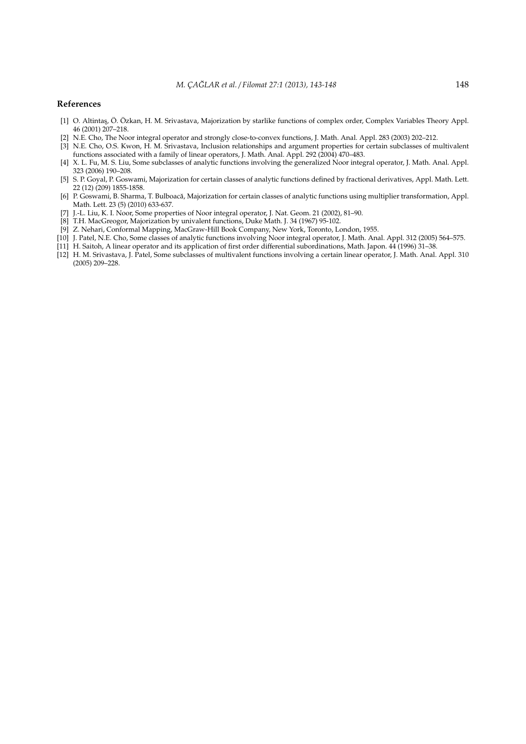## References

[1] O. Altintaş, Ö. Özkan, H. M. Srivastava, Majorization by starlike functions of complex order, Complex Variables Theory Appl. 46 (2001) 207–218.

[2] N.E. Cho, The Noor integral operator and strongly close-to-convex functions, J. Math. Anal. Appl. 283 (2003) 202–212.

[3] N.E. Cho, O.S. Kwon, H. M. Srivastava, Inclusion relationships and argument properties for certain subclasses of multivalent functions associated with a family of linear operators, J. Math. Anal. Appl. 292 (2004) 470–483.

[4] X. L. Fu, M. S. Liu, Some subclasses of analytic functions involving the generalized Noor integral operator, J. Math. Anal. Appl. 323 (2006) 190–208.

[5] S. P. Goyal, P. Goswami, Majorization for certain classes of analytic functions defined by fractional derivatives, Appl. Math. Lett. 22 (12) (209) 1855-1858.

[6] P. Goswami, B. Sharma, T. Bulboacă, Majorization for certain classes of analytic functions using multiplier transformation, Appl. Math. Lett. 23 (5) (2010) 633-637.

[7] J.-L. Liu, K. I. Noor, Some properties of Noor integral operator, J. Nat. Geom. 21 (2002), 81–90.

[8] T.H. MacGregor, Majorization by univalent functions, Duke Math. J. 34 (1967) 95-102.

[9] Z. Nehari, Conformal Mapping, MacGraw-Hill Book Company, New York, Toronto, London, 1955.

[10] J. Patel, N.E. Cho, Some classes of analytic functions involving Noor integral operator, J. Math. Anal. Appl. 312 (2005) 564–575.

[11] H. Saitoh, A linear operator and its application of first order differential subordinations, Math. Japon. 44 (1996) 31–38.

[12] H. M. Srivastava, J. Patel, Some subclasses of multivalent functions involving a certain linear operator, J. Math. Anal. Appl. 310 (2005) 209–228.